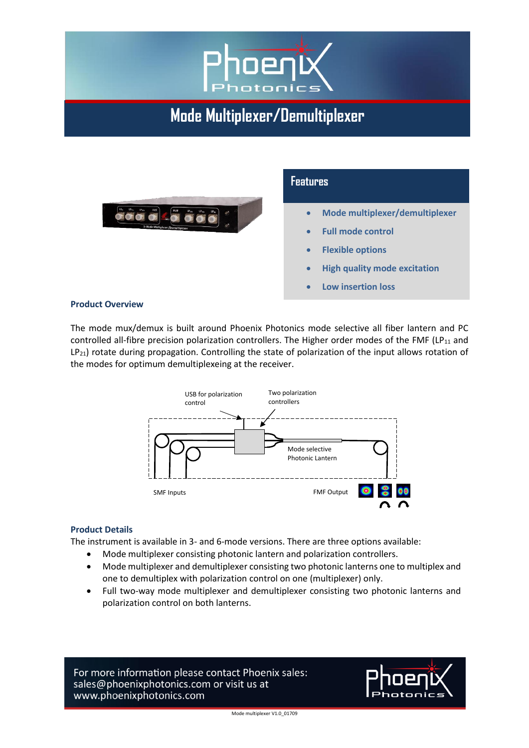# Mode Multiplexer/Demultiplexer

## Features

- Mode multiplexer/demultiplexer
- Full mode control
- Flexible options
- High quality mode excitation
- Low insertion loss

### Product Overview

The mode mux/demux is built around Phoenix Photonics mode selective all fiber lantern and PC controlled all-fibre precision polarization controllers. The Higher order modes of the FMF ($LP_{11}$ and $LP_{21}$) rotate during propagation. Controlling the state of polarization of the input allows rotation of the modes for optimum demultiplexeing at the receiver.

USB for polarization control

Two polarization controllers

Mode selective Photonic Lantern

SMF Inputs

FMF Output

### Product Details

The instrument is available in 3- and 6-mode versions. There are three options available:

- Mode multiplexer consisting photonic lantern and polarization controllers.
- Mode multiplexer and demultiplexer consisting two photonic lanterns one to multiplex and one to demultiplex with polarization control on one (multiplexer) only.
- Full two-way mode multiplexer and demultiplexer consisting two photonic lanterns and polarization control on both lanterns.

For more information please contact Phoenix sales: sales@phoenixphotonics.com or visit us at www.phoenixphotonics.com

Mode multiplexer V1.0_01709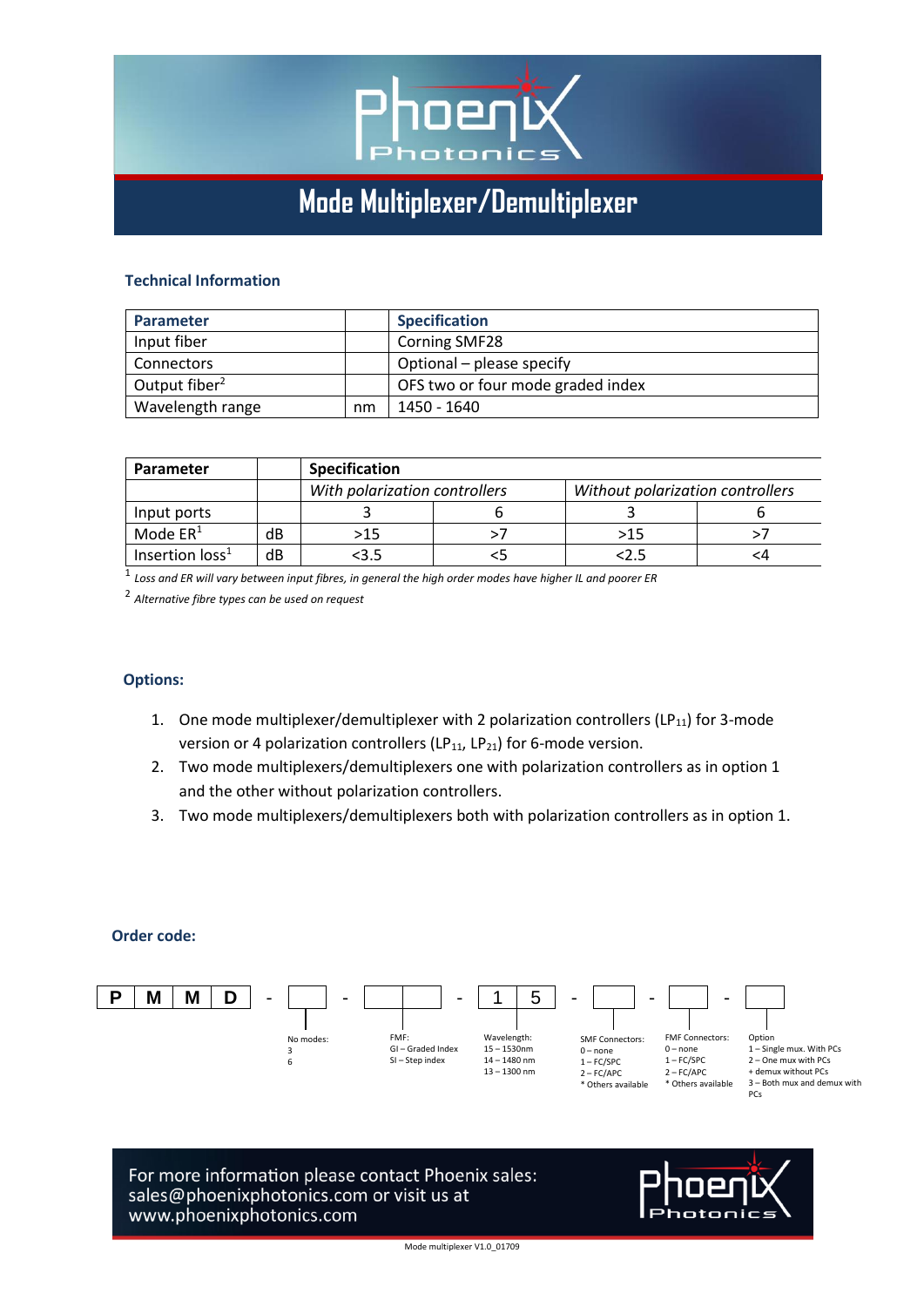# Mode Multiplexer/Demultiplexer

## Technical Information

| Parameter | | Specification |
|---|---|---|
| Input fiber | | Corning SMF28 |
| Connectors | | Optional – please specify |
| Output fiber[2] | | OFS two or four mode graded index |
| Wavelength range | nm | 1450 - 1640 |

| Parameter | | Specification | | | |
|---|---|---|---|---|---|
| | | *With polarization controllers* | | *Without polarization controllers* | |
| Input ports | | 3 | 6 | 3 | 6 |
| Mode ER[1] | dB | >15 | >7 | >15 | >7 |
| Insertion loss[1] | dB | <3.5 | <5 | <2.5 | <4 |

[1] *Loss and ER will vary between input fibres, in general the high order modes have higher IL and poorer ER*

[2] *Alternative fibre types can be used on request*

## Options:

1. One mode multiplexer/demultiplexer with 2 polarization controllers ($LP_{11}$) for 3-mode version or 4 polarization controllers ($LP_{11}$, $LP_{21}$) for 6-mode version.
2. Two mode multiplexers/demultiplexers one with polarization controllers as in option 1 and the other without polarization controllers.
3. Two mode multiplexers/demultiplexers both with polarization controllers as in option 1.

## Order code:

P M M D - [ ] - [ ][ ] - 1 5 - [ ] - [ ] - [ ]

- No modes: 3, 6
- FMF: GI – Graded Index, SI – Step index
- Wavelength: 15 – 1530nm, 14 – 1480 nm, 13 – 1300 nm
- SMF Connectors: 0 – none, 1 – FC/SPC, 2 – FC/APC, * Others available
- FMF Connectors: 0 – none, 1 – FC/SPC, 2 – FC/APC, * Others available
- Option: 1 – Single mux. With PCs, 2 – One mux with PCs + demux without PCs, 3 – Both mux and demux with PCs

For more information please contact Phoenix sales: sales@phoenixphotonics.com or visit us at www.phoenixphotonics.com

Mode multiplexer V1.0_01709